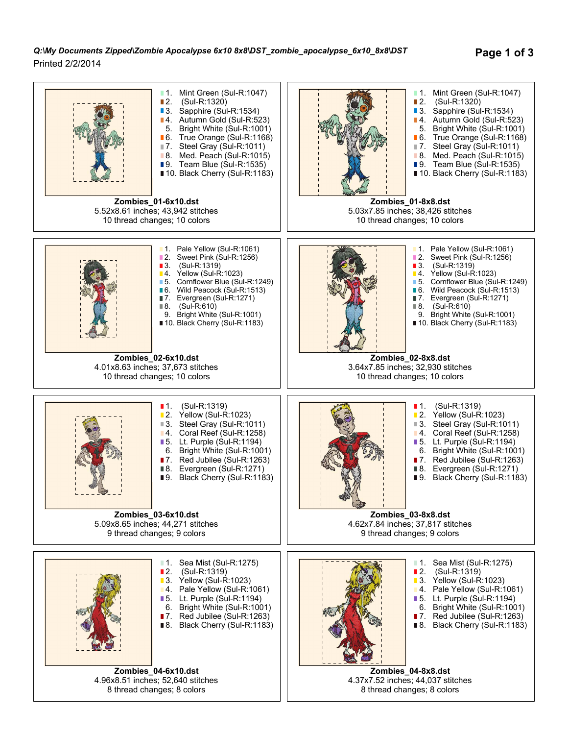*Q:\My Documents Zipped\Zombie Apocalypse 6x10 8x8\DST_zombie_apocalypse_6x10_8x8\DST*

Printed 2/2/2014

1. Mint Green (Sul-R:1047)
2. (Sul-R:1320)
3. Sapphire (Sul-R:1534)
4. Autumn Gold (Sul-R:523)
5. Bright White (Sul-R:1001)
6. True Orange (Sul-R:1168)
7. Steel Gray (Sul-R:1011)
8. Med. Peach (Sul-R:1015)
9. Team Blue (Sul-R:1535)
10. Black Cherry (Sul-R:1183)

**Zombies_01-6x10.dst**
5.52x8.61 inches; 43,942 stitches
10 thread changes; 10 colors

1. Mint Green (Sul-R:1047)
2. (Sul-R:1320)
3. Sapphire (Sul-R:1534)
4. Autumn Gold (Sul-R:523)
5. Bright White (Sul-R:1001)
6. True Orange (Sul-R:1168)
7. Steel Gray (Sul-R:1011)
8. Med. Peach (Sul-R:1015)
9. Team Blue (Sul-R:1535)
10. Black Cherry (Sul-R:1183)

**Zombies_01-8x8.dst**
5.03x7.85 inches; 38,426 stitches
10 thread changes; 10 colors

1. Pale Yellow (Sul-R:1061)
2. Sweet Pink (Sul-R:1256)
3. (Sul-R:1319)
4. Yellow (Sul-R:1023)
5. Cornflower Blue (Sul-R:1249)
6. Wild Peacock (Sul-R:1513)
7. Evergreen (Sul-R:1271)
8. (Sul-R:610)
9. Bright White (Sul-R:1001)
10. Black Cherry (Sul-R:1183)

**Zombies_02-6x10.dst**
4.01x8.63 inches; 37,673 stitches
10 thread changes; 10 colors

1. Pale Yellow (Sul-R:1061)
2. Sweet Pink (Sul-R:1256)
3. (Sul-R:1319)
4. Yellow (Sul-R:1023)
5. Cornflower Blue (Sul-R:1249)
6. Wild Peacock (Sul-R:1513)
7. Evergreen (Sul-R:1271)
8. (Sul-R:610)
9. Bright White (Sul-R:1001)
10. Black Cherry (Sul-R:1183)

**Zombies_02-8x8.dst**
3.64x7.85 inches; 32,930 stitches
10 thread changes; 10 colors

1. (Sul-R:1319)
2. Yellow (Sul-R:1023)
3. Steel Gray (Sul-R:1011)
4. Coral Reef (Sul-R:1258)
5. Lt. Purple (Sul-R:1194)
6. Bright White (Sul-R:1001)
7. Red Jubilee (Sul-R:1263)
8. Evergreen (Sul-R:1271)
9. Black Cherry (Sul-R:1183)

**Zombies_03-6x10.dst**
5.09x8.65 inches; 44,271 stitches
9 thread changes; 9 colors

1. (Sul-R:1319)
2. Yellow (Sul-R:1023)
3. Steel Gray (Sul-R:1011)
4. Coral Reef (Sul-R:1258)
5. Lt. Purple (Sul-R:1194)
6. Bright White (Sul-R:1001)
7. Red Jubilee (Sul-R:1263)
8. Evergreen (Sul-R:1271)
9. Black Cherry (Sul-R:1183)

**Zombies_03-8x8.dst**
4.62x7.84 inches; 37,817 stitches
9 thread changes; 9 colors

1. Sea Mist (Sul-R:1275)
2. (Sul-R:1319)
3. Yellow (Sul-R:1023)
4. Pale Yellow (Sul-R:1061)
5. Lt. Purple (Sul-R:1194)
6. Bright White (Sul-R:1001)
7. Red Jubilee (Sul-R:1263)
8. Black Cherry (Sul-R:1183)

**Zombies_04-6x10.dst**
4.96x8.51 inches; 52,640 stitches
8 thread changes; 8 colors

1. Sea Mist (Sul-R:1275)
2. (Sul-R:1319)
3. Yellow (Sul-R:1023)
4. Pale Yellow (Sul-R:1061)
5. Lt. Purple (Sul-R:1194)
6. Bright White (Sul-R:1001)
7. Red Jubilee (Sul-R:1263)
8. Black Cherry (Sul-R:1183)

**Zombies_04-8x8.dst**
4.37x7.52 inches; 44,037 stitches
8 thread changes; 8 colors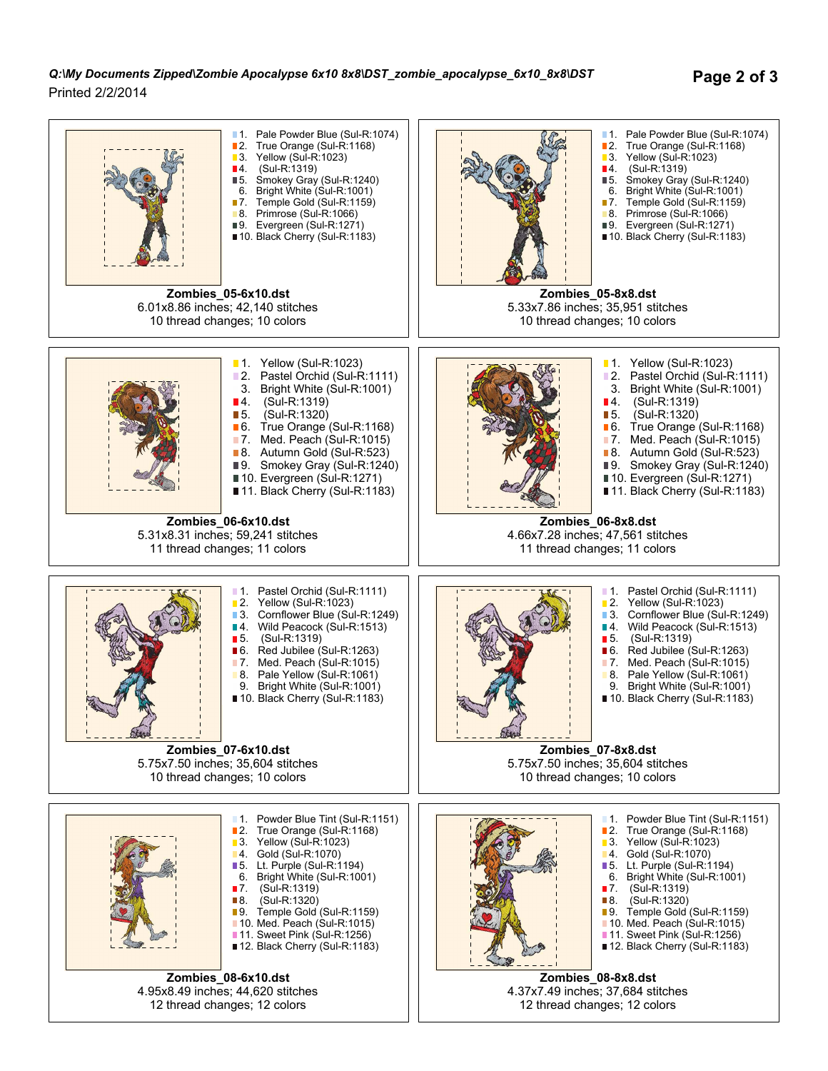*Q:\My Documents Zipped\Zombie Apocalypse 6x10 8x8\DST_zombie_apocalypse_6x10_8x8\DST*

Printed 2/2/2014

1. Pale Powder Blue (Sul-R:1074)
2. True Orange (Sul-R:1168)
3. Yellow (Sul-R:1023)
4. (Sul-R:1319)
5. Smokey Gray (Sul-R:1240)
6. Bright White (Sul-R:1001)
7. Temple Gold (Sul-R:1159)
8. Primrose (Sul-R:1066)
9. Evergreen (Sul-R:1271)
10. Black Cherry (Sul-R:1183)

**Zombies_05-6x10.dst**
6.01x8.86 inches; 42,140 stitches
10 thread changes; 10 colors

1. Pale Powder Blue (Sul-R:1074)
2. True Orange (Sul-R:1168)
3. Yellow (Sul-R:1023)
4. (Sul-R:1319)
5. Smokey Gray (Sul-R:1240)
6. Bright White (Sul-R:1001)
7. Temple Gold (Sul-R:1159)
8. Primrose (Sul-R:1066)
9. Evergreen (Sul-R:1271)
10. Black Cherry (Sul-R:1183)

**Zombies_05-8x8.dst**
5.33x7.86 inches; 35,951 stitches
10 thread changes; 10 colors

1. Yellow (Sul-R:1023)
2. Pastel Orchid (Sul-R:1111)
3. Bright White (Sul-R:1001)
4. (Sul-R:1319)
5. (Sul-R:1320)
6. True Orange (Sul-R:1168)
7. Med. Peach (Sul-R:1015)
8. Autumn Gold (Sul-R:523)
9. Smokey Gray (Sul-R:1240)
10. Evergreen (Sul-R:1271)
11. Black Cherry (Sul-R:1183)

**Zombies_06-6x10.dst**
5.31x8.31 inches; 59,241 stitches
11 thread changes; 11 colors

1. Yellow (Sul-R:1023)
2. Pastel Orchid (Sul-R:1111)
3. Bright White (Sul-R:1001)
4. (Sul-R:1319)
5. (Sul-R:1320)
6. True Orange (Sul-R:1168)
7. Med. Peach (Sul-R:1015)
8. Autumn Gold (Sul-R:523)
9. Smokey Gray (Sul-R:1240)
10. Evergreen (Sul-R:1271)
11. Black Cherry (Sul-R:1183)

**Zombies_06-8x8.dst**
4.66x7.28 inches; 47,561 stitches
11 thread changes; 11 colors

1. Pastel Orchid (Sul-R:1111)
2. Yellow (Sul-R:1023)
3. Cornflower Blue (Sul-R:1249)
4. Wild Peacock (Sul-R:1513)
5. (Sul-R:1319)
6. Red Jubilee (Sul-R:1263)
7. Med. Peach (Sul-R:1015)
8. Pale Yellow (Sul-R:1061)
9. Bright White (Sul-R:1001)
10. Black Cherry (Sul-R:1183)

**Zombies_07-6x10.dst**
5.75x7.50 inches; 35,604 stitches
10 thread changes; 10 colors

1. Pastel Orchid (Sul-R:1111)
2. Yellow (Sul-R:1023)
3. Cornflower Blue (Sul-R:1249)
4. Wild Peacock (Sul-R:1513)
5. (Sul-R:1319)
6. Red Jubilee (Sul-R:1263)
7. Med. Peach (Sul-R:1015)
8. Pale Yellow (Sul-R:1061)
9. Bright White (Sul-R:1001)
10. Black Cherry (Sul-R:1183)

**Zombies_07-8x8.dst**
5.75x7.50 inches; 35,604 stitches
10 thread changes; 10 colors

1. Powder Blue Tint (Sul-R:1151)
2. True Orange (Sul-R:1168)
3. Yellow (Sul-R:1023)
4. Gold (Sul-R:1070)
5. Lt. Purple (Sul-R:1194)
6. Bright White (Sul-R:1001)
7. (Sul-R:1319)
8. (Sul-R:1320)
9. Temple Gold (Sul-R:1159)
10. Med. Peach (Sul-R:1015)
11. Sweet Pink (Sul-R:1256)
12. Black Cherry (Sul-R:1183)

**Zombies_08-6x10.dst**
4.95x8.49 inches; 44,620 stitches
12 thread changes; 12 colors

1. Powder Blue Tint (Sul-R:1151)
2. True Orange (Sul-R:1168)
3. Yellow (Sul-R:1023)
4. Gold (Sul-R:1070)
5. Lt. Purple (Sul-R:1194)
6. Bright White (Sul-R:1001)
7. (Sul-R:1319)
8. (Sul-R:1320)
9. Temple Gold (Sul-R:1159)
10. Med. Peach (Sul-R:1015)
11. Sweet Pink (Sul-R:1256)
12. Black Cherry (Sul-R:1183)

**Zombies_08-8x8.dst**
4.37x7.49 inches; 37,684 stitches
12 thread changes; 12 colors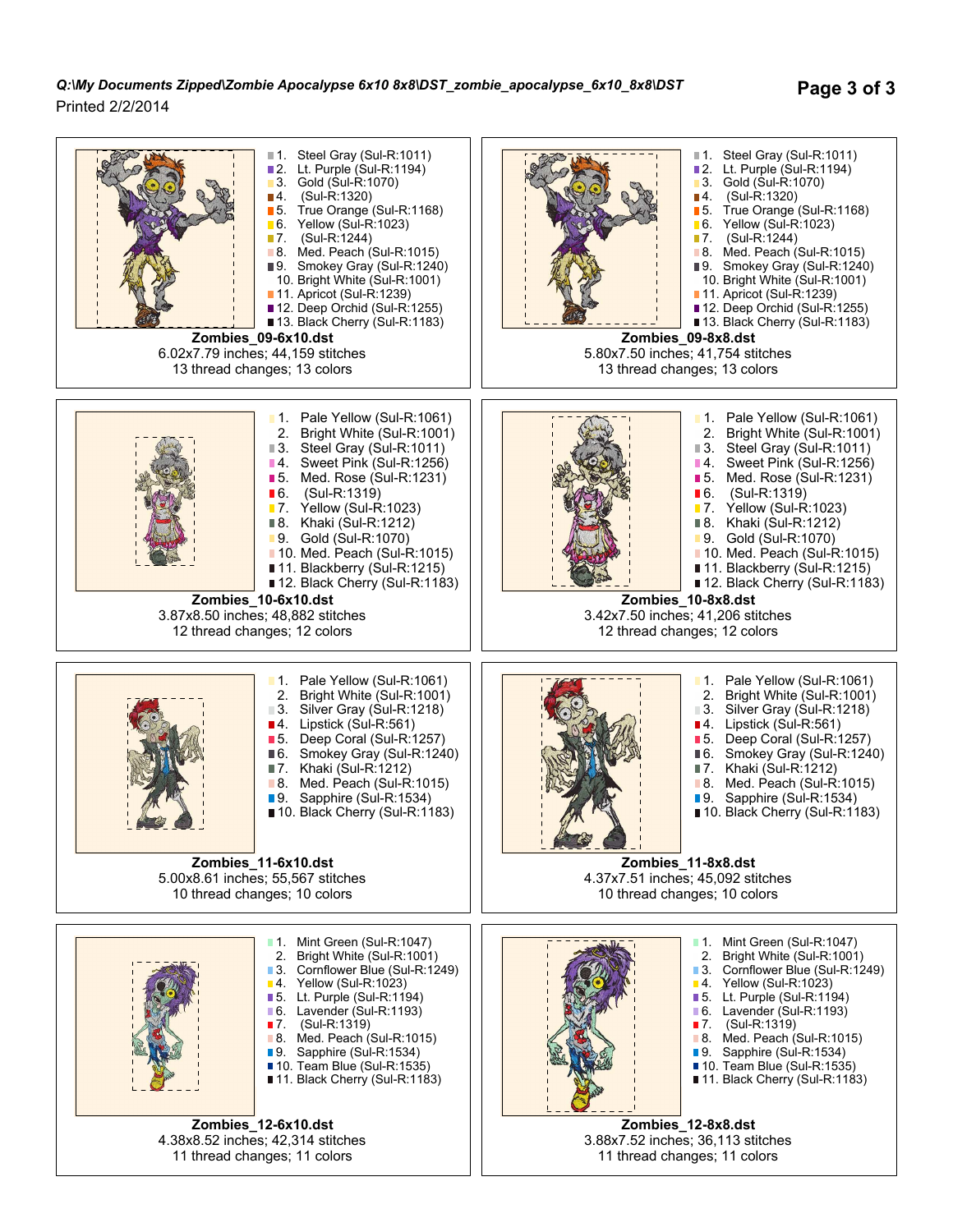*Q:\My Documents Zipped\Zombie Apocalypse 6x10 8x8\DST_zombie_apocalypse_6x10_8x8\DST*

Printed 2/2/2014

1. Steel Gray (Sul-R:1011)
2. Lt. Purple (Sul-R:1194)
3. Gold (Sul-R:1070)
4. (Sul-R:1320)
5. True Orange (Sul-R:1168)
6. Yellow (Sul-R:1023)
7. (Sul-R:1244)
8. Med. Peach (Sul-R:1015)
9. Smokey Gray (Sul-R:1240)
10. Bright White (Sul-R:1001)
11. Apricot (Sul-R:1239)
12. Deep Orchid (Sul-R:1255)
13. Black Cherry (Sul-R:1183)

**Zombies_09-6x10.dst**
6.02x7.79 inches; 44,159 stitches
13 thread changes; 13 colors

1. Steel Gray (Sul-R:1011)
2. Lt. Purple (Sul-R:1194)
3. Gold (Sul-R:1070)
4. (Sul-R:1320)
5. True Orange (Sul-R:1168)
6. Yellow (Sul-R:1023)
7. (Sul-R:1244)
8. Med. Peach (Sul-R:1015)
9. Smokey Gray (Sul-R:1240)
10. Bright White (Sul-R:1001)
11. Apricot (Sul-R:1239)
12. Deep Orchid (Sul-R:1255)
13. Black Cherry (Sul-R:1183)

**Zombies_09-8x8.dst**
5.80x7.50 inches; 41,754 stitches
13 thread changes; 13 colors

1. Pale Yellow (Sul-R:1061)
2. Bright White (Sul-R:1001)
3. Steel Gray (Sul-R:1011)
4. Sweet Pink (Sul-R:1256)
5. Med. Rose (Sul-R:1231)
6. (Sul-R:1319)
7. Yellow (Sul-R:1023)
8. Khaki (Sul-R:1212)
9. Gold (Sul-R:1070)
10. Med. Peach (Sul-R:1015)
11. Blackberry (Sul-R:1215)
12. Black Cherry (Sul-R:1183)

**Zombies_10-6x10.dst**
3.87x8.50 inches; 48,882 stitches
12 thread changes; 12 colors

1. Pale Yellow (Sul-R:1061)
2. Bright White (Sul-R:1001)
3. Steel Gray (Sul-R:1011)
4. Sweet Pink (Sul-R:1256)
5. Med. Rose (Sul-R:1231)
6. (Sul-R:1319)
7. Yellow (Sul-R:1023)
8. Khaki (Sul-R:1212)
9. Gold (Sul-R:1070)
10. Med. Peach (Sul-R:1015)
11. Blackberry (Sul-R:1215)
12. Black Cherry (Sul-R:1183)

**Zombies_10-8x8.dst**
3.42x7.50 inches; 41,206 stitches
12 thread changes; 12 colors

1. Pale Yellow (Sul-R:1061)
2. Bright White (Sul-R:1001)
3. Silver Gray (Sul-R:1218)
4. Lipstick (Sul-R:561)
5. Deep Coral (Sul-R:1257)
6. Smokey Gray (Sul-R:1240)
7. Khaki (Sul-R:1212)
8. Med. Peach (Sul-R:1015)
9. Sapphire (Sul-R:1534)
10. Black Cherry (Sul-R:1183)

**Zombies_11-6x10.dst**
5.00x8.61 inches; 55,567 stitches
10 thread changes; 10 colors

1. Pale Yellow (Sul-R:1061)
2. Bright White (Sul-R:1001)
3. Silver Gray (Sul-R:1218)
4. Lipstick (Sul-R:561)
5. Deep Coral (Sul-R:1257)
6. Smokey Gray (Sul-R:1240)
7. Khaki (Sul-R:1212)
8. Med. Peach (Sul-R:1015)
9. Sapphire (Sul-R:1534)
10. Black Cherry (Sul-R:1183)

**Zombies_11-8x8.dst**
4.37x7.51 inches; 45,092 stitches
10 thread changes; 10 colors

1. Mint Green (Sul-R:1047)
2. Bright White (Sul-R:1001)
3. Cornflower Blue (Sul-R:1249)
4. Yellow (Sul-R:1023)
5. Lt. Purple (Sul-R:1194)
6. Lavender (Sul-R:1193)
7. (Sul-R:1319)
8. Med. Peach (Sul-R:1015)
9. Sapphire (Sul-R:1534)
10. Team Blue (Sul-R:1535)
11. Black Cherry (Sul-R:1183)

**Zombies_12-6x10.dst**
4.38x8.52 inches; 42,314 stitches
11 thread changes; 11 colors

1. Mint Green (Sul-R:1047)
2. Bright White (Sul-R:1001)
3. Cornflower Blue (Sul-R:1249)
4. Yellow (Sul-R:1023)
5. Lt. Purple (Sul-R:1194)
6. Lavender (Sul-R:1193)
7. (Sul-R:1319)
8. Med. Peach (Sul-R:1015)
9. Sapphire (Sul-R:1534)
10. Team Blue (Sul-R:1535)
11. Black Cherry (Sul-R:1183)

**Zombies_12-8x8.dst**
3.88x7.52 inches; 36,113 stitches
11 thread changes; 11 colors